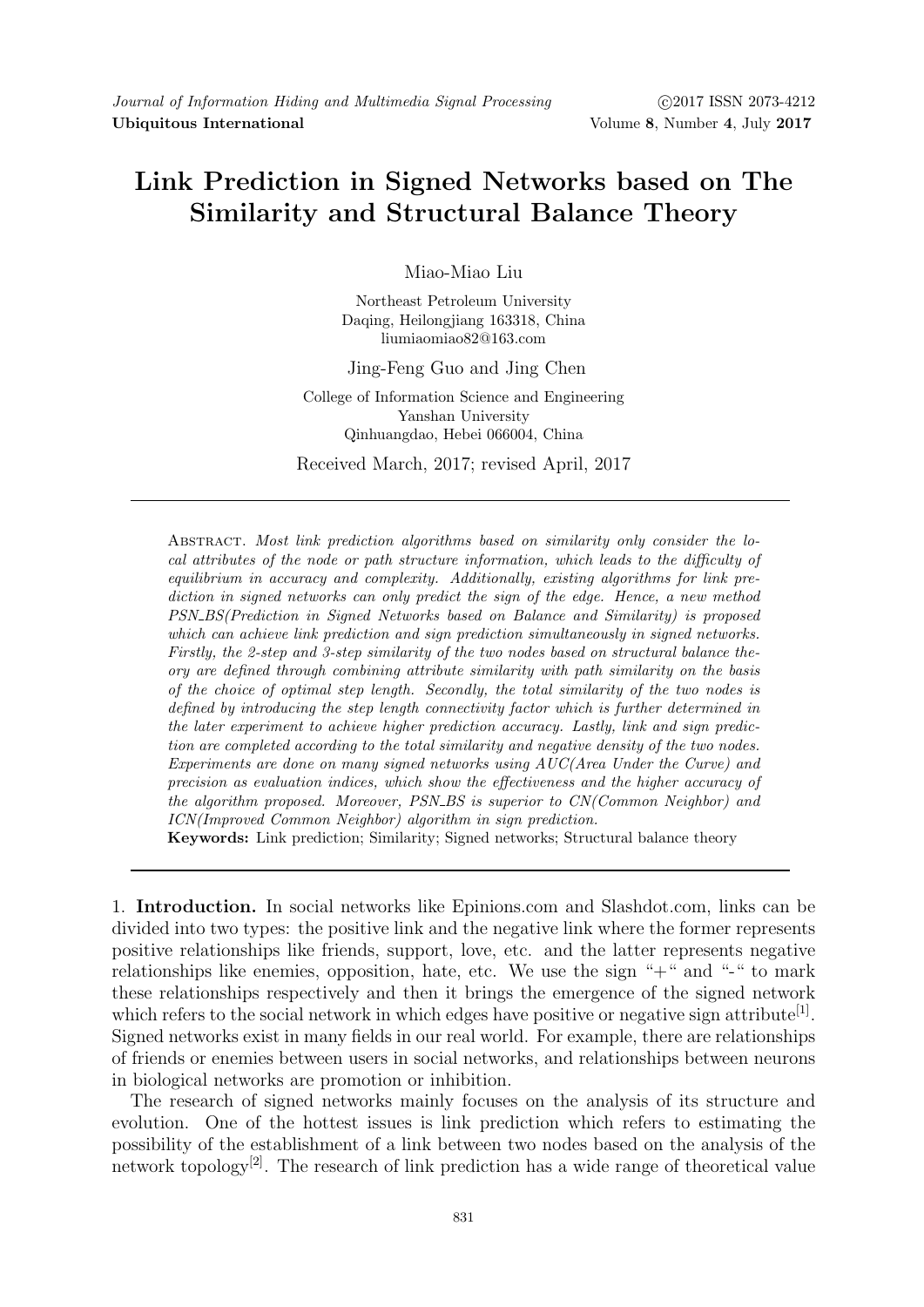# Link Prediction in Signed Networks based on The Similarity and Structural Balance Theory

Miao-Miao Liu

Northeast Petroleum University
Daqing, Heilongjiang 163318, China
liumiaomiao82@163.com

Jing-Feng Guo and Jing Chen

College of Information Science and Engineering
Yanshan University
Qinhuangdao, Hebei 066004, China

Received March, 2017; revised April, 2017

Abstract. *Most link prediction algorithms based on similarity only consider the local attributes of the node or path structure information, which leads to the difficulty of equilibrium in accuracy and complexity. Additionally, existing algorithms for link prediction in signed networks can only predict the sign of the edge. Hence, a new method PSN_BS(Prediction in Signed Networks based on Balance and Similarity) is proposed which can achieve link prediction and sign prediction simultaneously in signed networks. Firstly, the 2-step and 3-step similarity of the two nodes based on structural balance theory are defined through combining attribute similarity with path similarity on the basis of the choice of optimal step length. Secondly, the total similarity of the two nodes is defined by introducing the step length connectivity factor which is further determined in the later experiment to achieve higher prediction accuracy. Lastly, link and sign prediction are completed according to the total similarity and negative density of the two nodes. Experiments are done on many signed networks using AUC(Area Under the Curve) and precision as evaluation indices, which show the effectiveness and the higher accuracy of the algorithm proposed. Moreover, PSN_BS is superior to CN(Common Neighbor) and ICN(Improved Common Neighbor) algorithm in sign prediction.*

**Keywords:** Link prediction; Similarity; Signed networks; Structural balance theory

1. **Introduction.** In social networks like Epinions.com and Slashdot.com, links can be divided into two types: the positive link and the negative link where the former represents positive relationships like friends, support, love, etc. and the latter represents negative relationships like enemies, opposition, hate, etc. We use the sign "+" and "-" to mark these relationships respectively and then it brings the emergence of the signed network which refers to the social network in which edges have positive or negative sign attribute[1]. Signed networks exist in many fields in our real world. For example, there are relationships of friends or enemies between users in social networks, and relationships between neurons in biological networks are promotion or inhibition.

The research of signed networks mainly focuses on the analysis of its structure and evolution. One of the hottest issues is link prediction which refers to estimating the possibility of the establishment of a link between two nodes based on the analysis of the network topology[2]. The research of link prediction has a wide range of theoretical value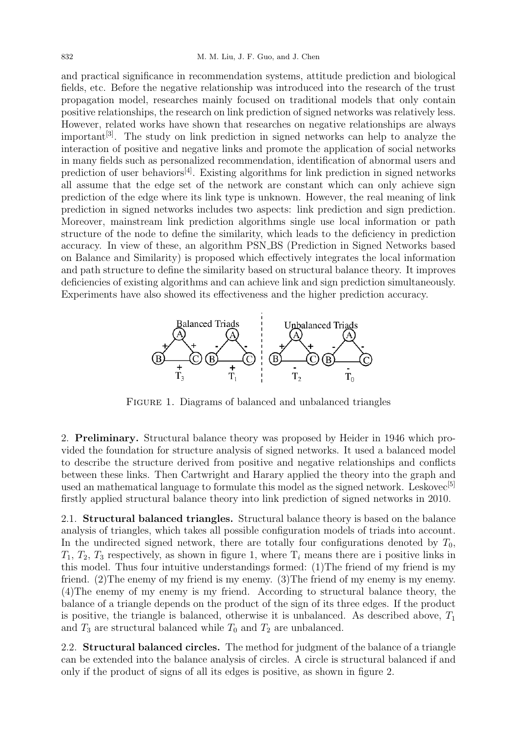and practical significance in recommendation systems, attitude prediction and biological fields, etc. Before the negative relationship was introduced into the research of the trust propagation model, researches mainly focused on traditional models that only contain positive relationships, the research on link prediction of signed networks was relatively less. However, related works have shown that researches on negative relationships are always important[3]. The study on link prediction in signed networks can help to analyze the interaction of positive and negative links and promote the application of social networks in many fields such as personalized recommendation, identification of abnormal users and prediction of user behaviors[4]. Existing algorithms for link prediction in signed networks all assume that the edge set of the network are constant which can only achieve sign prediction of the edge where its link type is unknown. However, the real meaning of link prediction in signed networks includes two aspects: link prediction and sign prediction. Moreover, mainstream link prediction algorithms single use local information or path structure of the node to define the similarity, which leads to the deficiency in prediction accuracy. In view of these, an algorithm PSN_BS (Prediction in Signed Networks based on Balance and Similarity) is proposed which effectively integrates the local information and path structure to define the similarity based on structural balance theory. It improves deficiencies of existing algorithms and can achieve link and sign prediction simultaneously. Experiments have also showed its effectiveness and the higher prediction accuracy.

Balanced Triads

Unbalanced Triads

$T_3$ $T_1$ $T_2$ $T_0$

Figure 1. Diagrams of balanced and unbalanced triangles

## 2. Preliminary.

Structural balance theory was proposed by Heider in 1946 which provided the foundation for structure analysis of signed networks. It used a balanced model to describe the structure derived from positive and negative relationships and conflicts between these links. Then Cartwright and Harary applied the theory into the graph and used an mathematical language to formulate this model as the signed network. Leskovec[5] firstly applied structural balance theory into link prediction of signed networks in 2010.

### 2.1. Structural balanced triangles.

Structural balance theory is based on the balance analysis of triangles, which takes all possible configuration models of triads into account. In the undirected signed network, there are totally four configurations denoted by $T_0$, $T_1$, $T_2$, $T_3$ respectively, as shown in figure 1, where $T_i$ means there are i positive links in this model. Thus four intuitive understandings formed: (1)The friend of my friend is my friend. (2)The enemy of my friend is my enemy. (3)The friend of my enemy is my enemy. (4)The enemy of my enemy is my friend. According to structural balance theory, the balance of a triangle depends on the product of the sign of its three edges. If the product is positive, the triangle is balanced, otherwise it is unbalanced. As described above, $T_1$ and $T_3$ are structural balanced while $T_0$ and $T_2$ are unbalanced.

### 2.2. Structural balanced circles.

The method for judgment of the balance of a triangle can be extended into the balance analysis of circles. A circle is structural balanced if and only if the product of signs of all its edges is positive, as shown in figure 2.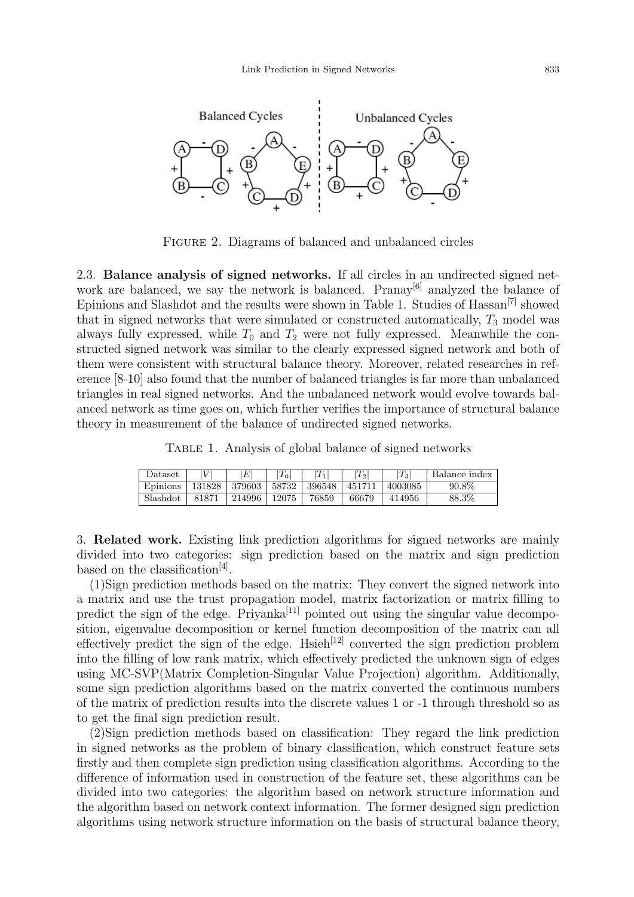Balanced Cycles

Unbalanced Cycles

Figure 2. Diagrams of balanced and unbalanced circles

2.3. **Balance analysis of signed networks.** If all circles in an undirected signed network are balanced, we say the network is balanced. Pranay[6] analyzed the balance of Epinions and Slashdot and the results were shown in Table 1. Studies of Hassan[7] showed that in signed networks that were simulated or constructed automatically, $T_3$ model was always fully expressed, while $T_0$ and $T_2$ were not fully expressed. Meanwhile the constructed signed network was similar to the clearly expressed signed network and both of them were consistent with structural balance theory. Moreover, related researches in reference [8-10] also found that the number of balanced triangles is far more than unbalanced triangles in real signed networks. And the unbalanced network would evolve towards balanced network as time goes on, which further verifies the importance of structural balance theory in measurement of the balance of undirected signed networks.

Table 1. Analysis of global balance of signed networks

| Dataset | $\|V\|$ | $\|E\|$ | $\|T_0\|$ | $\|T_1\|$ | $\|T_2\|$ | $\|T_3\|$ | Balance index |
|---|---|---|---|---|---|---|---|
| Epinions | 131828 | 379603 | 58732 | 396548 | 451711 | 4003085 | 90.8% |
| Slashdot | 81871 | 214996 | 12075 | 76859 | 66679 | 414956 | 88.3% |

3. **Related work.** Existing link prediction algorithms for signed networks are mainly divided into two categories: sign prediction based on the matrix and sign prediction based on the classification[4].

(1)Sign prediction methods based on the matrix: They convert the signed network into a matrix and use the trust propagation model, matrix factorization or matrix filling to predict the sign of the edge. Priyanka[11] pointed out using the singular value decomposition, eigenvalue decomposition or kernel function decomposition of the matrix can all effectively predict the sign of the edge. Hsieh[12] converted the sign prediction problem into the filling of low rank matrix, which effectively predicted the unknown sign of edges using MC-SVP(Matrix Completion-Singular Value Projection) algorithm. Additionally, some sign prediction algorithms based on the matrix converted the continuous numbers of the matrix of prediction results into the discrete values 1 or -1 through threshold so as to get the final sign prediction result.

(2)Sign prediction methods based on classification: They regard the link prediction in signed networks as the problem of binary classification, which construct feature sets firstly and then complete sign prediction using classification algorithms. According to the difference of information used in construction of the feature set, these algorithms can be divided into two categories: the algorithm based on network structure information and the algorithm based on network context information. The former designed sign prediction algorithms using network structure information on the basis of structural balance theory,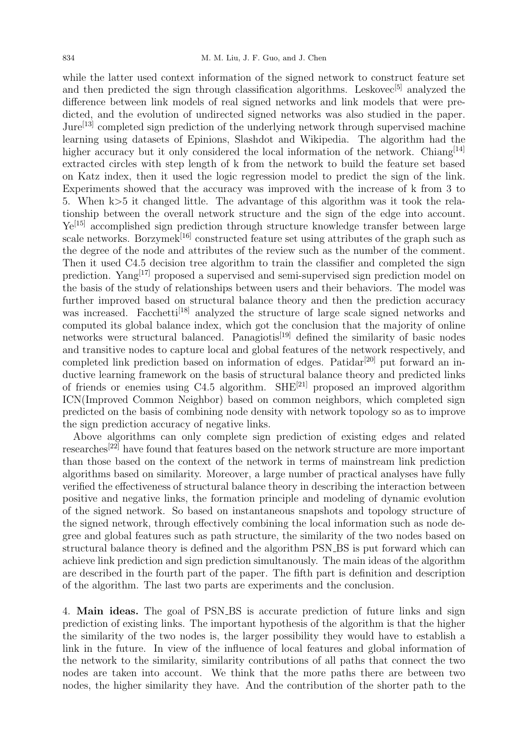while the latter used context information of the signed network to construct feature set and then predicted the sign through classification algorithms. Leskovec[5] analyzed the difference between link models of real signed networks and link models that were predicted, and the evolution of undirected signed networks was also studied in the paper. Jure[13] completed sign prediction of the underlying network through supervised machine learning using datasets of Epinions, Slashdot and Wikipedia. The algorithm had the higher accuracy but it only considered the local information of the network. Chiang[14] extracted circles with step length of k from the network to build the feature set based on Katz index, then it used the logic regression model to predict the sign of the link. Experiments showed that the accuracy was improved with the increase of k from 3 to 5. When k>5 it changed little. The advantage of this algorithm was it took the relationship between the overall network structure and the sign of the edge into account. Ye[15] accomplished sign prediction through structure knowledge transfer between large scale networks. Borzymek[16] constructed feature set using attributes of the graph such as the degree of the node and attributes of the review such as the number of the comment. Then it used C4.5 decision tree algorithm to train the classifier and completed the sign prediction. Yang[17] proposed a supervised and semi-supervised sign prediction model on the basis of the study of relationships between users and their behaviors. The model was further improved based on structural balance theory and then the prediction accuracy was increased. Facchetti[18] analyzed the structure of large scale signed networks and computed its global balance index, which got the conclusion that the majority of online networks were structural balanced. Panagiotis[19] defined the similarity of basic nodes and transitive nodes to capture local and global features of the network respectively, and completed link prediction based on information of edges. Patidar[20] put forward an inductive learning framework on the basis of structural balance theory and predicted links of friends or enemies using C4.5 algorithm. SHE[21] proposed an improved algorithm ICN(Improved Common Neighbor) based on common neighbors, which completed sign predicted on the basis of combining node density with network topology so as to improve the sign prediction accuracy of negative links.

Above algorithms can only complete sign prediction of existing edges and related researches[22] have found that features based on the network structure are more important than those based on the context of the network in terms of mainstream link prediction algorithms based on similarity. Moreover, a large number of practical analyses have fully verified the effectiveness of structural balance theory in describing the interaction between positive and negative links, the formation principle and modeling of dynamic evolution of the signed network. So based on instantaneous snapshots and topology structure of the signed network, through effectively combining the local information such as node degree and global features such as path structure, the similarity of the two nodes based on structural balance theory is defined and the algorithm PSN_BS is put forward which can achieve link prediction and sign prediction simultaneously. The main ideas of the algorithm are described in the fourth part of the paper. The fifth part is definition and description of the algorithm. The last two parts are experiments and the conclusion.

4. **Main ideas.** The goal of PSN_BS is accurate prediction of future links and sign prediction of existing links. The important hypothesis of the algorithm is that the higher the similarity of the two nodes is, the larger possibility they would have to establish a link in the future. In view of the influence of local features and global information of the network to the similarity, similarity contributions of all paths that connect the two nodes are taken into account. We think that the more paths there are between two nodes, the higher similarity they have. And the contribution of the shorter path to the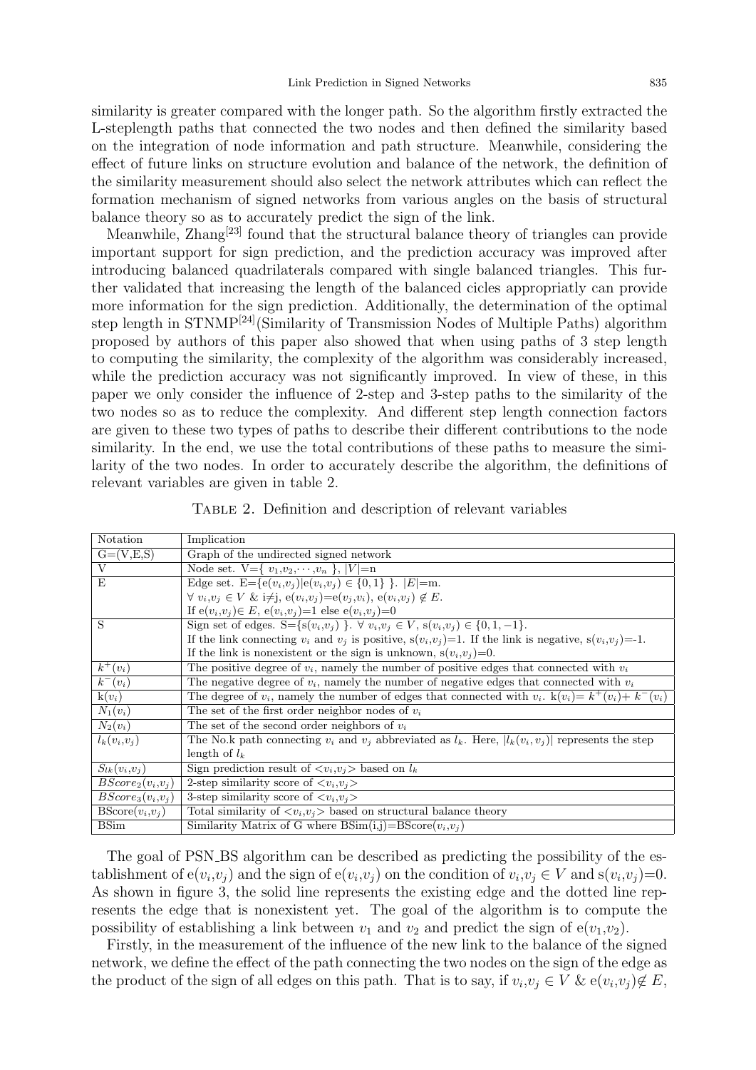similarity is greater compared with the longer path. So the algorithm firstly extracted the L-steplength paths that connected the two nodes and then defined the similarity based on the integration of node information and path structure. Meanwhile, considering the effect of future links on structure evolution and balance of the network, the definition of the similarity measurement should also select the network attributes which can reflect the formation mechanism of signed networks from various angles on the basis of structural balance theory so as to accurately predict the sign of the link.

Meanwhile, Zhang[23] found that the structural balance theory of triangles can provide important support for sign prediction, and the prediction accuracy was improved after introducing balanced quadrilaterals compared with single balanced triangles. This further validated that increasing the length of the balanced cicles appropriatly can provide more information for the sign prediction. Additionally, the determination of the optimal step length in STNMP[24](Similarity of Transmission Nodes of Multiple Paths) algorithm proposed by authors of this paper also showed that when using paths of 3 step length to computing the similarity, the complexity of the algorithm was considerably increased, while the prediction accuracy was not significantly improved. In view of these, in this paper we only consider the influence of 2-step and 3-step paths to the similarity of the two nodes so as to reduce the complexity. And different step length connection factors are given to these two types of paths to describe their different contributions to the node similarity. In the end, we use the total contributions of these paths to measure the similarity of the two nodes. In order to accurately describe the algorithm, the definitions of relevant variables are given in table 2.

Table 2. Definition and description of relevant variables

| Notation | Implication |
|---|---|
| G=(V,E,S) | Graph of the undirected signed network |
| V | Node set. V={ $v_1$,$v_2$,$\cdots$,$v_n$ }, $\|V\|$=n |
| E | Edge set. E={e($v_i$,$v_j$)\|e($v_i$,$v_j$) $\in \{0,1\}$ }. $\|E\|$=m. $\forall$ $v_i$,$v_j \in V$ & i$\neq$j, e($v_i$,$v_j$)=e($v_j$,$v_i$), e($v_i$,$v_j$) $\notin E$. If e($v_i$,$v_j$)$\in E$, e($v_i$,$v_j$)=1 else e($v_i$,$v_j$)=0 |
| S | Sign set of edges. S={s($v_i$,$v_j$) }. $\forall$ $v_i$,$v_j \in V$, s($v_i$,$v_j$) $\in \{0,1,-1\}$. If the link connecting $v_i$ and $v_j$ is positive, s($v_i$,$v_j$)=1. If the link is negative, s($v_i$,$v_j$)=-1. If the link is nonexistent or the sign is unknown, s($v_i$,$v_j$)=0. |
| $k^+(v_i)$ | The positive degree of $v_i$, namely the number of positive edges that connected with $v_i$ |
| $k^-(v_i)$ | The negative degree of $v_i$, namely the number of negative edges that connected with $v_i$ |
| k($v_i$) | The degree of $v_i$, namely the number of edges that connected with $v_i$. k($v_i$)= $k^+(v_i)$+ $k^-(v_i)$ |
| $N_1(v_i)$ | The set of the first order neighbor nodes of $v_i$ |
| $N_2(v_i)$ | The set of the second order neighbors of $v_i$ |
| $l_k(v_i,v_j)$ | The No.k path connecting $v_i$ and $v_j$ abbreviated as $l_k$. Here, $\|l_k(v_i,v_j)\|$ represents the step length of $l_k$ |
| $S_{lk}(v_i,v_j)$ | Sign prediction result of <$v_i$,$v_j$> based on $l_k$ |
| $BScore_2(v_i,v_j)$ | 2-step similarity score of <$v_i$,$v_j$> |
| $BScore_3(v_i,v_j)$ | 3-step similarity score of <$v_i$,$v_j$> |
| BScore($v_i$,$v_j$) | Total similarity of <$v_i$,$v_j$> based on structural balance theory |
| BSim | Similarity Matrix of G where BSim(i,j)=BScore($v_i$,$v_j$) |

The goal of PSN_BS algorithm can be described as predicting the possibility of the establishment of e($v_i$,$v_j$) and the sign of e($v_i$,$v_j$) on the condition of $v_i$,$v_j \in V$ and s($v_i$,$v_j$)=0. As shown in figure 3, the solid line represents the existing edge and the dotted line represents the edge that is nonexistent yet. The goal of the algorithm is to compute the possibility of establishing a link between $v_1$ and $v_2$ and predict the sign of e($v_1$,$v_2$).

Firstly, in the measurement of the influence of the new link to the balance of the signed network, we define the effect of the path connecting the two nodes on the sign of the edge as the product of the sign of all edges on this path. That is to say, if $v_i$,$v_j \in V$ & e($v_i$,$v_j$)$\notin E$,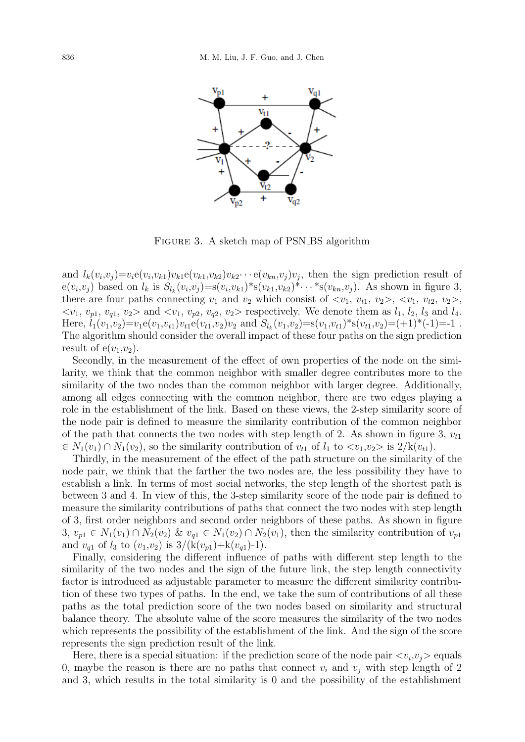FIGURE 3. A sketch map of PSN_BS algorithm

and $l_k(v_i,v_j)=v_i e(v_i,v_{k1}) v_{k1} e(v_{k1},v_{k2}) v_{k2} \cdots e(v_{kn},v_j) v_j$, then the sign prediction result of $e(v_i,v_j)$ based on $l_k$ is $S_{l_k}(v_i,v_j)=s(v_i,v_{k1})*s(v_{k1},v_{k2})*\cdots*s(v_{kn},v_j)$. As shown in figure 3, there are four paths connecting $v_1$ and $v_2$ which consist of $<v_1, v_{t1}, v_2>$, $<v_1, v_{t2}, v_2>$, $<v_1, v_{p1}, v_{q1}, v_2>$ and $<v_1, v_{p2}, v_{q2}, v_2>$ respectively. We denote them as $l_1$, $l_2$, $l_3$ and $l_4$. Here, $l_1(v_1,v_2)=v_1 e(v_1,v_{t1}) v_{t1} e(v_{t1},v_2) v_2$ and $S_{l_k}(v_1,v_2)=s(v_1,v_{t1})*s(v_{t1},v_2)=(+1)*(-1)=-1$. The algorithm should consider the overall impact of these four paths on the sign prediction result of $e(v_1,v_2)$.

Secondly, in the measurement of the effect of own properties of the node on the similarity, we think that the common neighbor with smaller degree contributes more to the similarity of the two nodes than the common neighbor with larger degree. Additionally, among all edges connecting with the common neighbor, there are two edges playing a role in the establishment of the link. Based on these views, the 2-step similarity score of the node pair is defined to measure the similarity contribution of the common neighbor of the path that connects the two nodes with step length of 2. As shown in figure 3, $v_{t1} \in N_1(v_1) \cap N_1(v_2)$, so the similarity contribution of $v_{t1}$ of $l_1$ to $<v_1,v_2>$ is $2/k(v_{t1})$.

Thirdly, in the measurement of the effect of the path structure on the similarity of the node pair, we think that the farther the two nodes are, the less possibility they have to establish a link. In terms of most social networks, the step length of the shortest path is between 3 and 4. In view of this, the 3-step similarity score of the node pair is defined to measure the similarity contributions of paths that connect the two nodes with step length of 3, first order neighbors and second order neighbors of these paths. As shown in figure 3, $v_{p1} \in N_1(v_1) \cap N_2(v_2)$ & $v_{q1} \in N_1(v_2) \cap N_2(v_1)$, then the similarity contribution of $v_{p1}$ and $v_{q1}$ of $l_3$ to $(v_1,v_2)$ is $3/(k(v_{p1})+k(v_{q1})-1)$.

Finally, considering the different influence of paths with different step length to the similarity of the two nodes and the sign of the future link, the step length connectivity factor is introduced as adjustable parameter to measure the different similarity contribution of these two types of paths. In the end, we take the sum of contributions of all these paths as the total prediction score of the two nodes based on similarity and structural balance theory. The absolute value of the score measures the similarity of the two nodes which represents the possibility of the establishment of the link. And the sign of the score represents the sign prediction result of the link.

Here, there is a special situation: if the prediction score of the node pair $<v_i,v_j>$ equals 0, maybe the reason is there are no paths that connect $v_i$ and $v_j$ with step length of 2 and 3, which results in the total similarity is 0 and the possibility of the establishment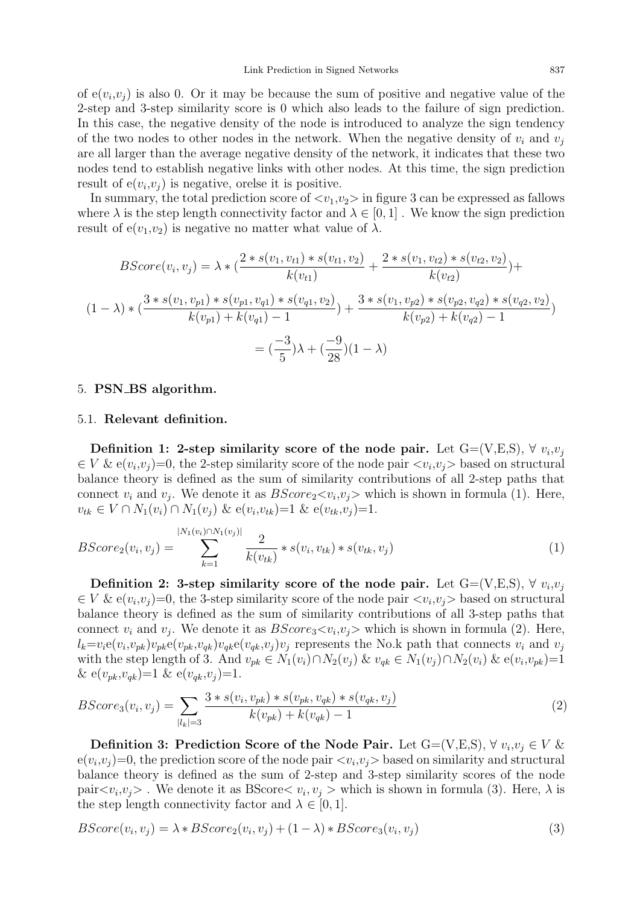of e($v_i$,$v_j$) is also 0. Or it may be because the sum of positive and negative value of the 2-step and 3-step similarity score is 0 which also leads to the failure of sign prediction. In this case, the negative density of the node is introduced to analyze the sign tendency of the two nodes to other nodes in the network. When the negative density of $v_i$ and $v_j$ are all larger than the average negative density of the network, it indicates that these two nodes tend to establish negative links with other nodes. At this time, the sign prediction result of e($v_i$,$v_j$) is negative, orelse it is positive.

In summary, the total prediction score of $<v_1,v_2>$ in figure 3 can be expressed as fallows where $\lambda$ is the step length connectivity factor and $\lambda \in [0,1]$ . We know the sign prediction result of e($v_1$,$v_2$) is negative no matter what value of $\lambda$.

$$BScore(v_i,v_j) = \lambda * (\frac{2*s(v_1,v_{t1})*s(v_{t1},v_2)}{k(v_{t1})} + \frac{2*s(v_1,v_{t2})*s(v_{t2},v_2)}{k(v_{t2})}) +$$

$$(1-\lambda)*(\frac{3*s(v_1,v_{p1})*s(v_{p1},v_{q1})*s(v_{q1},v_2)}{k(v_{p1})+k(v_{q1})-1}) + \frac{3*s(v_1,v_{p2})*s(v_{p2},v_{q2})*s(v_{q2},v_2)}{k(v_{p2})+k(v_{q2})-1})$$

$$= (\frac{-3}{5})\lambda + (\frac{-9}{28})(1-\lambda)$$

## 5. PSN_BS algorithm.

### 5.1. Relevant definition.

**Definition 1: 2-step similarity score of the node pair.** Let G=(V,E,S), $\forall$ $v_i$,$v_j$ $\in V$ & e($v_i$,$v_j$)=0, the 2-step similarity score of the node pair $<v_i,v_j>$ based on structural balance theory is defined as the sum of similarity contributions of all 2-step paths that connect $v_i$ and $v_j$. We denote it as $BScore_2<v_i,v_j>$ which is shown in formula (1). Here, $v_{tk} \in V \cap N_1(v_i) \cap N_1(v_j)$ & e($v_i$,$v_{tk}$)=1 & e($v_{tk}$,$v_j$)=1.

$$BScore_2(v_i,v_j) = \sum_{k=1}^{|N_1(v_i)\cap N_1(v_j)|} \frac{2}{k(v_{tk})} * s(v_i,v_{tk}) * s(v_{tk},v_j) \tag{1}$$

**Definition 2: 3-step similarity score of the node pair.** Let G=(V,E,S), $\forall$ $v_i$,$v_j$ $\in V$ & e($v_i$,$v_j$)=0, the 3-step similarity score of the node pair $<v_i,v_j>$ based on structural balance theory is defined as the sum of similarity contributions of all 3-step paths that connect $v_i$ and $v_j$. We denote it as $BScore_3<v_i,v_j>$ which is shown in formula (2). Here, $l_k$=$v_i$e($v_i$,$v_{pk}$)$v_{pk}$e($v_{pk}$,$v_{qk}$)$v_{qk}$e($v_{qk}$,$v_j$)$v_j$ represents the No.k path that connects $v_i$ and $v_j$ with the step length of 3. And $v_{pk} \in N_1(v_i) \cap N_2(v_j)$ & $v_{qk} \in N_1(v_j) \cap N_2(v_i)$ & e($v_i$,$v_{pk}$)=1 & e($v_{pk}$,$v_{qk}$)=1 & e($v_{qk}$,$v_j$)=1.

$$BScore_3(v_i,v_j) = \sum_{|l_k|=3} \frac{3*s(v_i,v_{pk})*s(v_{pk},v_{qk})*s(v_{qk},v_j)}{k(v_{pk})+k(v_{qk})-1} \tag{2}$$

**Definition 3: Prediction Score of the Node Pair.** Let G=(V,E,S), $\forall$ $v_i$,$v_j$ $\in V$ & e($v_i$,$v_j$)=0, the prediction score of the node pair $<v_i,v_j>$ based on similarity and structural balance theory is defined as the sum of 2-step and 3-step similarity scores of the node pair$<v_i,v_j>$ . We denote it as BScore$< v_i, v_j >$ which is shown in formula (3). Here, $\lambda$ is the step length connectivity factor and $\lambda \in [0,1]$.

$$BScore(v_i,v_j) = \lambda * BScore_2(v_i,v_j) + (1-\lambda) * BScore_3(v_i,v_j) \tag{3}$$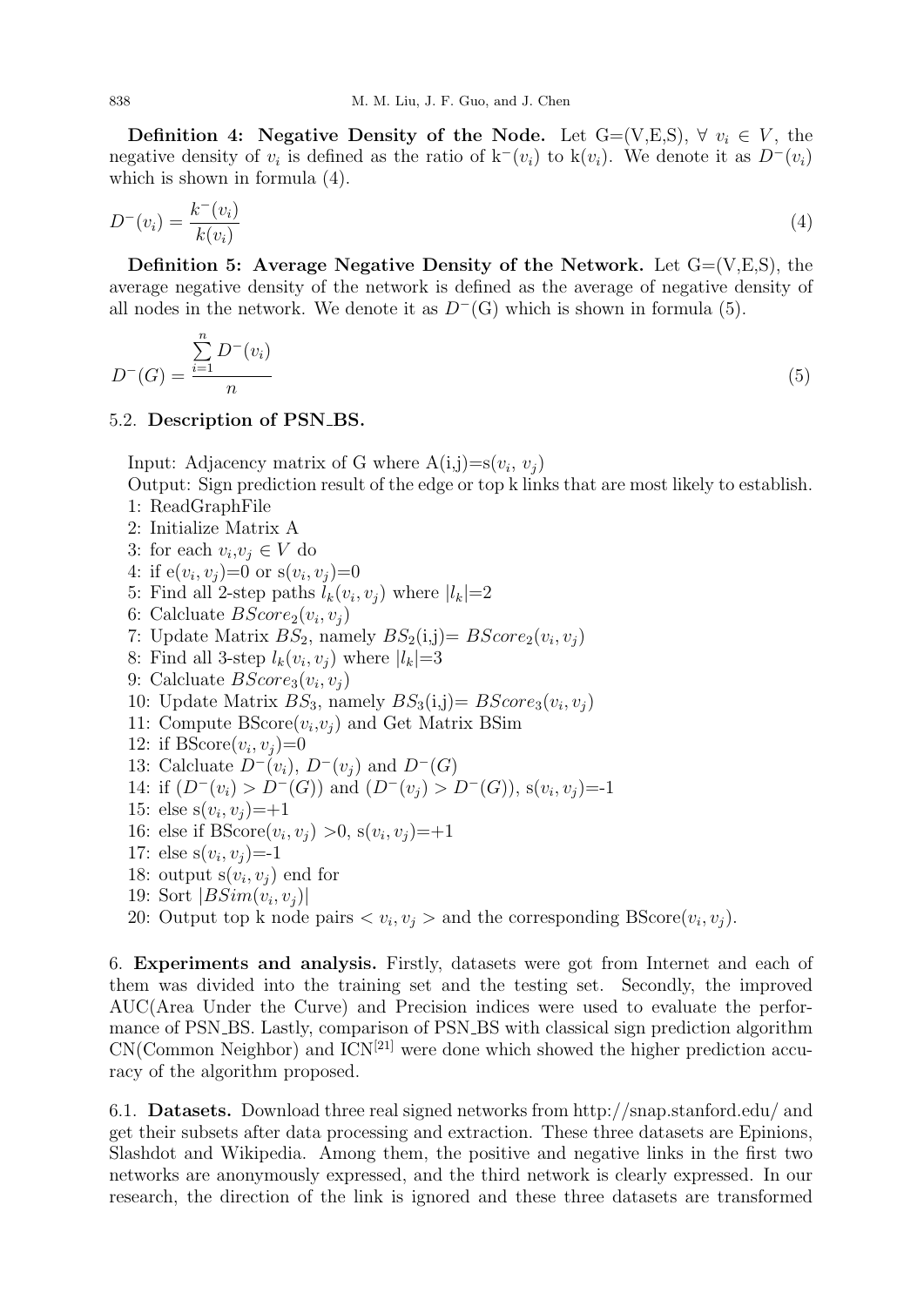**Definition 4: Negative Density of the Node.** Let G=(V,E,S), $\forall\ v_i \in V$, the negative density of $v_i$ is defined as the ratio of $k^-(v_i)$ to $k(v_i)$. We denote it as $D^-(v_i)$ which is shown in formula (4).

$$D^-(v_i) = \frac{k^-(v_i)}{k(v_i)} \tag{4}$$

**Definition 5: Average Negative Density of the Network.** Let G=(V,E,S), the average negative density of the network is defined as the average of negative density of all nodes in the network. We denote it as $D^-$(G) which is shown in formula (5).

$$D^-(G) = \frac{\sum_{i=1}^{n} D^-(v_i)}{n} \tag{5}$$

## 5.2. Description of PSN_BS.

Input: Adjacency matrix of G where A(i,j)=s($v_i$, $v_j$)
Output: Sign prediction result of the edge or top k links that are most likely to establish.
1: ReadGraphFile
2: Initialize Matrix A
3: for each $v_i$,$v_j \in V$ do
4: if e($v_i, v_j$)=0 or s($v_i, v_j$)=0
5: Find all 2-step paths $l_k(v_i, v_j)$ where $|l_k|$=2
6: Calcluate $BScore_2(v_i, v_j)$
7: Update Matrix $BS_2$, namely $BS_2$(i,j)= $BScore_2(v_i, v_j)$
8: Find all 3-step $l_k(v_i, v_j)$ where $|l_k|$=3
9: Calcluate $BScore_3(v_i, v_j)$
10: Update Matrix $BS_3$, namely $BS_3$(i,j)= $BScore_3(v_i, v_j)$
11: Compute BScore($v_i$,$v_j$) and Get Matrix BSim
12: if BScore($v_i, v_j$)=0
13: Calcluate $D^-(v_i)$, $D^-(v_j)$ and $D^-(G)$
14: if ($D^-(v_i) > D^-(G)$) and ($D^-(v_j) > D^-(G)$), s($v_i, v_j$)=-1
15: else s($v_i, v_j$)=+1
16: else if BScore($v_i, v_j$) >0, s($v_i, v_j$)=+1
17: else s($v_i, v_j$)=-1
18: output s($v_i, v_j$) end for
19: Sort $|BSim(v_i, v_j)|$
20: Output top k node pairs $< v_i, v_j >$ and the corresponding BScore($v_i, v_j$).

6. **Experiments and analysis.** Firstly, datasets were got from Internet and each of them was divided into the training set and the testing set. Secondly, the improved AUC(Area Under the Curve) and Precision indices were used to evaluate the performance of PSN_BS. Lastly, comparison of PSN_BS with classical sign prediction algorithm CN(Common Neighbor) and ICN[21] were done which showed the higher prediction accuracy of the algorithm proposed.

6.1. **Datasets.** Download three real signed networks from http://snap.stanford.edu/ and get their subsets after data processing and extraction. These three datasets are Epinions, Slashdot and Wikipedia. Among them, the positive and negative links in the first two networks are anonymously expressed, and the third network is clearly expressed. In our research, the direction of the link is ignored and these three datasets are transformed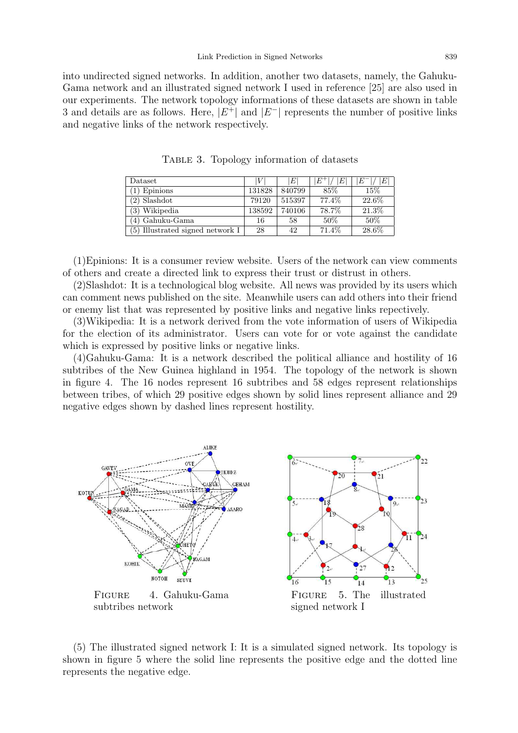into undirected signed networks. In addition, another two datasets, namely, the Gahuku-Gama network and an illustrated signed network I used in reference [25] are also used in our experiments. The network topology informations of these datasets are shown in table 3 and details are as follows. Here, $|E^+|$ and $|E^-|$ represents the number of positive links and negative links of the network respectively.

Table 3. Topology information of datasets

| Dataset | $\|V\|$ | $\|E\|$ | $\|E^+\|/\ \|E\|$ | $\|E^-\|/\ \|E\|$ |
|---|---|---|---|---|
| (1) Epinions | 131828 | 840799 | 85% | 15% |
| (2) Slashdot | 79120 | 515397 | 77.4% | 22.6% |
| (3) Wikipedia | 138592 | 740106 | 78.7% | 21.3% |
| (4) Gahuku-Gama | 16 | 58 | 50% | 50% |
| (5) Illustrated signed network I | 28 | 42 | 71.4% | 28.6% |

(1)Epinions: It is a consumer review website. Users of the network can view comments of others and create a directed link to express their trust or distrust in others.

(2)Slashdot: It is a technological blog website. All news was provided by its users which can comment news published on the site. Meanwhile users can add others into their friend or enemy list that was represented by positive links and negative links repectively.

(3)Wikipedia: It is a network derived from the vote information of users of Wikipedia for the election of its administrator. Users can vote for or vote against the candidate which is expressed by positive links or negative links.

(4)Gahuku-Gama: It is a network described the political alliance and hostility of 16 subtribes of the New Guinea highland in 1954. The topology of the network is shown in figure 4. The 16 nodes represent 16 subtribes and 58 edges represent relationships between tribes, of which 29 positive edges shown by solid lines represent alliance and 29 negative edges shown by dashed lines represent hostility.

ALIKE
OVE
GAVEV
UKUDZ
GAHUK
GEHAM
KOTUN
GAMA
MASIL
ASARO
NAGAD
UHETO
NAGAM
KOHIK
NOTOH
SEUVE

Figure 4. Gahuku-Gama subtribes network

6 7 22
20 21
8
5 18 9 23
19 10
28
4 3 11 24
17 1 26
2 27 12
16 15 14 13 25

Figure 5. The illustrated signed network I

(5) The illustrated signed network I: It is a simulated signed network. Its topology is shown in figure 5 where the solid line represents the positive edge and the dotted line represents the negative edge.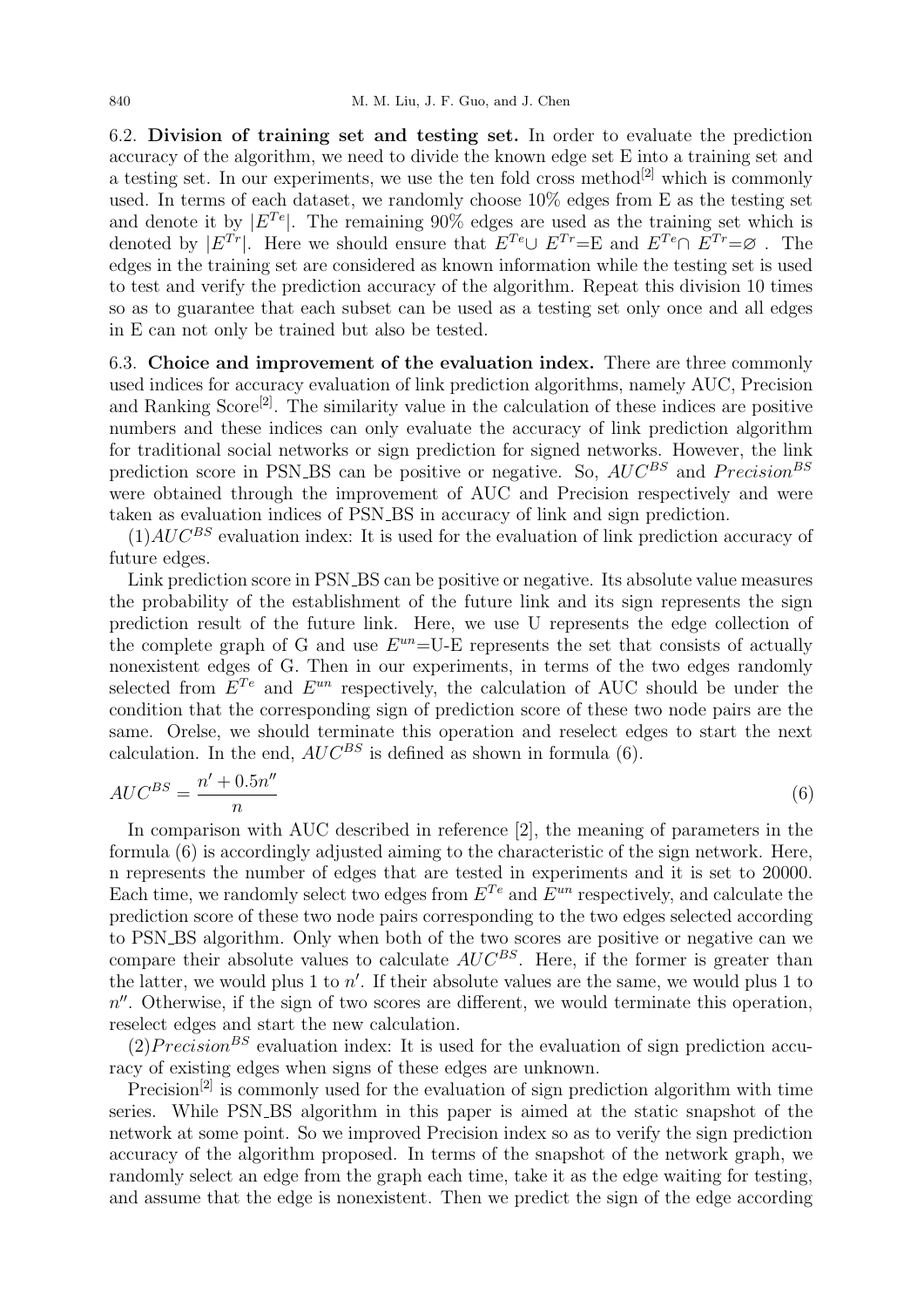6.2. **Division of training set and testing set.** In order to evaluate the prediction accuracy of the algorithm, we need to divide the known edge set E into a training set and a testing set. In our experiments, we use the ten fold cross method[2] which is commonly used. In terms of each dataset, we randomly choose 10% edges from E as the testing set and denote it by $|E^{Te}|$. The remaining 90% edges are used as the training set which is denoted by $|E^{Tr}|$. Here we should ensure that $E^{Te}\cup E^{Tr}$=E and $E^{Te}\cap E^{Tr}=\varnothing$ . The edges in the training set are considered as known information while the testing set is used to test and verify the prediction accuracy of the algorithm. Repeat this division 10 times so as to guarantee that each subset can be used as a testing set only once and all edges in E can not only be trained but also be tested.

6.3. **Choice and improvement of the evaluation index.** There are three commonly used indices for accuracy evaluation of link prediction algorithms, namely AUC, Precision and Ranking Score[2]. The similarity value in the calculation of these indices are positive numbers and these indices can only evaluate the accuracy of link prediction algorithm for traditional social networks or sign prediction for signed networks. However, the link prediction score in PSN_BS can be positive or negative. So, $AUC^{BS}$ and $Precision^{BS}$ were obtained through the improvement of AUC and Precision respectively and were taken as evaluation indices of PSN_BS in accuracy of link and sign prediction.

(1)$AUC^{BS}$ evaluation index: It is used for the evaluation of link prediction accuracy of future edges.

Link prediction score in PSN_BS can be positive or negative. Its absolute value measures the probability of the establishment of the future link and its sign represents the sign prediction result of the future link. Here, we use U represents the edge collection of the complete graph of G and use $E^{un}$=U-E represents the set that consists of actually nonexistent edges of G. Then in our experiments, in terms of the two edges randomly selected from $E^{Te}$ and $E^{un}$ respectively, the calculation of AUC should be under the condition that the corresponding sign of prediction score of these two node pairs are the same. Orelse, we should terminate this operation and reselect edges to start the next calculation. In the end, $AUC^{BS}$ is defined as shown in formula (6).

$$AUC^{BS} = \frac{n' + 0.5n''}{n} \tag{6}$$

In comparison with AUC described in reference [2], the meaning of parameters in the formula (6) is accordingly adjusted aiming to the characteristic of the sign network. Here, n represents the number of edges that are tested in experiments and it is set to 20000. Each time, we randomly select two edges from $E^{Te}$ and $E^{un}$ respectively, and calculate the prediction score of these two node pairs corresponding to the two edges selected according to PSN_BS algorithm. Only when both of the two scores are positive or negative can we compare their absolute values to calculate $AUC^{BS}$. Here, if the former is greater than the latter, we would plus 1 to $n'$. If their absolute values are the same, we would plus 1 to $n''$. Otherwise, if the sign of two scores are different, we would terminate this operation, reselect edges and start the new calculation.

(2)$Precision^{BS}$ evaluation index: It is used for the evaluation of sign prediction accuracy of existing edges when signs of these edges are unknown.

Precision[2] is commonly used for the evaluation of sign prediction algorithm with time series. While PSN_BS algorithm in this paper is aimed at the static snapshot of the network at some point. So we improved Precision index so as to verify the sign prediction accuracy of the algorithm proposed. In terms of the snapshot of the network graph, we randomly select an edge from the graph each time, take it as the edge waiting for testing, and assume that the edge is nonexistent. Then we predict the sign of the edge according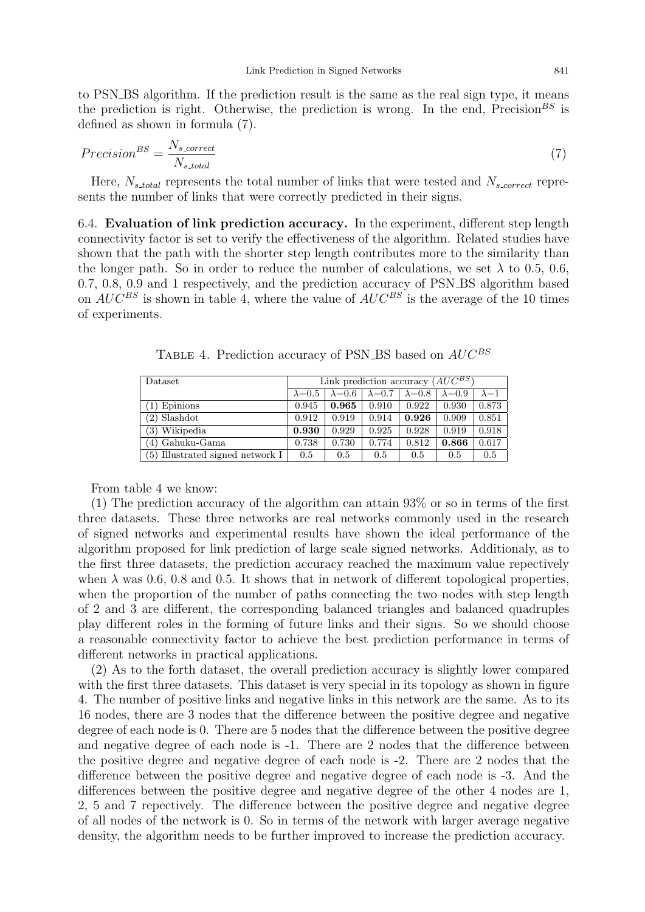to PSN_BS algorithm. If the prediction result is the same as the real sign type, it means the prediction is right. Otherwise, the prediction is wrong. In the end, $Precision^{BS}$ is defined as shown in formula (7).

$$Precision^{BS} = \frac{N_{s\_correct}}{N_{s\_total}} \tag{7}$$

Here, $N_{s\_total}$ represents the total number of links that were tested and $N_{s\_correct}$ represents the number of links that were correctly predicted in their signs.

6.4. **Evaluation of link prediction accuracy.** In the experiment, different step length connectivity factor is set to verify the effectiveness of the algorithm. Related studies have shown that the path with the shorter step length contributes more to the similarity than the longer path. So in order to reduce the number of calculations, we set $\lambda$ to 0.5, 0.6, 0.7, 0.8, 0.9 and 1 respectively, and the prediction accuracy of PSN_BS algorithm based on $AUC^{BS}$ is shown in table 4, where the value of $AUC^{BS}$ is the average of the 10 times of experiments.

TABLE 4. Prediction accuracy of PSN_BS based on $AUC^{BS}$

| Dataset | Link prediction accuracy ($AUC^{BS}$) | | | | | |
|---|---|---|---|---|---|---|
| | $\lambda$=0.5 | $\lambda$=0.6 | $\lambda$=0.7 | $\lambda$=0.8 | $\lambda$=0.9 | $\lambda$=1 |
| (1) Epinions | 0.945 | **0.965** | 0.910 | 0.922 | 0.930 | 0.873 |
| (2) Slashdot | 0.912 | 0.919 | 0.914 | **0.926** | 0.909 | 0.851 |
| (3) Wikipedia | **0.930** | 0.929 | 0.925 | 0.928 | 0.919 | 0.918 |
| (4) Gahuku-Gama | 0.738 | 0.730 | 0.774 | 0.812 | **0.866** | 0.617 |
| (5) Illustrated signed network I | 0.5 | 0.5 | 0.5 | 0.5 | 0.5 | 0.5 |

From table 4 we know:

(1) The prediction accuracy of the algorithm can attain 93% or so in terms of the first three datasets. These three networks are real networks commonly used in the research of signed networks and experimental results have shown the ideal performance of the algorithm proposed for link prediction of large scale signed networks. Additionaly, as to the first three datasets, the prediction accuracy reached the maximum value repectively when $\lambda$ was 0.6, 0.8 and 0.5. It shows that in network of different topological properties, when the proportion of the number of paths connecting the two nodes with step length of 2 and 3 are different, the corresponding balanced triangles and balanced quadruples play different roles in the forming of future links and their signs. So we should choose a reasonable connectivity factor to achieve the best prediction performance in terms of different networks in practical applications.

(2) As to the forth dataset, the overall prediction accuracy is slightly lower compared with the first three datasets. This dataset is very special in its topology as shown in figure 4. The number of positive links and negative links in this network are the same. As to its 16 nodes, there are 3 nodes that the difference between the positive degree and negative degree of each node is 0. There are 5 nodes that the difference between the positive degree and negative degree of each node is -1. There are 2 nodes that the difference between the positive degree and negative degree of each node is -2. There are 2 nodes that the difference between the positive degree and negative degree of each node is -3. And the differences between the positive degree and negative degree of the other 4 nodes are 1, 2, 5 and 7 repectively. The difference between the positive degree and negative degree of all nodes of the network is 0. So in terms of the network with larger average negative density, the algorithm needs to be further improved to increase the prediction accuracy.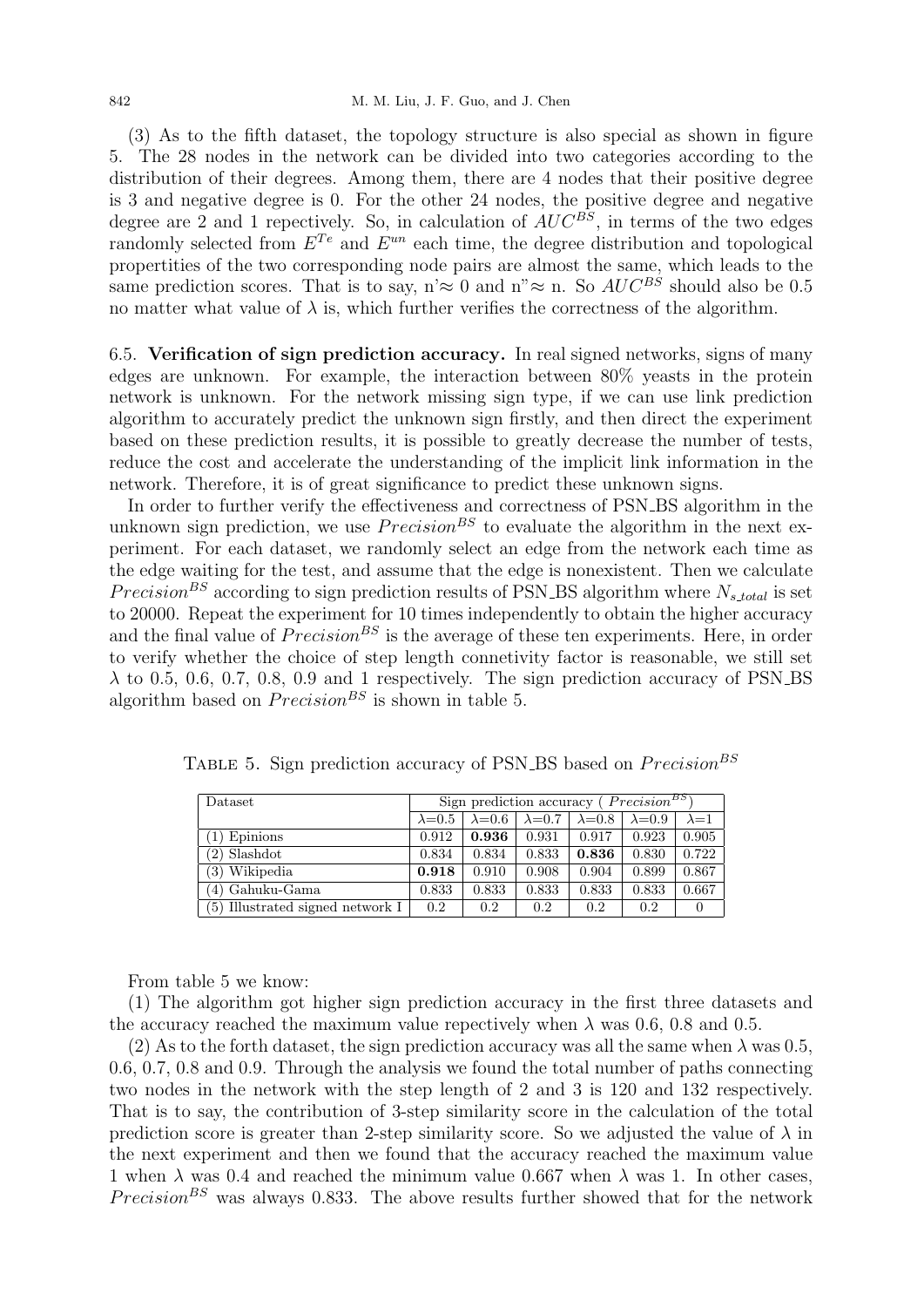(3) As to the fifth dataset, the topology structure is also special as shown in figure 5. The 28 nodes in the network can be divided into two categories according to the distribution of their degrees. Among them, there are 4 nodes that their positive degree is 3 and negative degree is 0. For the other 24 nodes, the positive degree and negative degree are 2 and 1 repectively. So, in calculation of $AUC^{BS}$, in terms of the two edges randomly selected from $E^{Te}$ and $E^{un}$ each time, the degree distribution and topological propertities of the two corresponding node pairs are almost the same, which leads to the same prediction scores. That is to say, n'≈ 0 and n"≈ n. So $AUC^{BS}$ should also be 0.5 no matter what value of $\lambda$ is, which further verifies the correctness of the algorithm.

6.5. **Verification of sign prediction accuracy.** In real signed networks, signs of many edges are unknown. For example, the interaction between 80% yeasts in the protein network is unknown. For the network missing sign type, if we can use link prediction algorithm to accurately predict the unknown sign firstly, and then direct the experiment based on these prediction results, it is possible to greatly decrease the number of tests, reduce the cost and accelerate the understanding of the implicit link information in the network. Therefore, it is of great significance to predict these unknown signs.

In order to further verify the effectiveness and correctness of PSN_BS algorithm in the unknown sign prediction, we use $Precision^{BS}$ to evaluate the algorithm in the next experiment. For each dataset, we randomly select an edge from the network each time as the edge waiting for the test, and assume that the edge is nonexistent. Then we calculate $Precision^{BS}$ according to sign prediction results of PSN_BS algorithm where $N_{s\_total}$ is set to 20000. Repeat the experiment for 10 times independently to obtain the higher accuracy and the final value of $Precision^{BS}$ is the average of these ten experiments. Here, in order to verify whether the choice of step length connetivity factor is reasonable, we still set $\lambda$ to 0.5, 0.6, 0.7, 0.8, 0.9 and 1 respectively. The sign prediction accuracy of PSN_BS algorithm based on $Precision^{BS}$ is shown in table 5.

Table 5. Sign prediction accuracy of PSN_BS based on $Precision^{BS}$

| Dataset | Sign prediction accuracy ( $Precision^{BS}$) | | | | | |
|---|---|---|---|---|---|---|
| | $\lambda$=0.5 | $\lambda$=0.6 | $\lambda$=0.7 | $\lambda$=0.8 | $\lambda$=0.9 | $\lambda$=1 |
| (1) Epinions | 0.912 | **0.936** | 0.931 | 0.917 | 0.923 | 0.905 |
| (2) Slashdot | 0.834 | 0.834 | 0.833 | **0.836** | 0.830 | 0.722 |
| (3) Wikipedia | **0.918** | 0.910 | 0.908 | 0.904 | 0.899 | 0.867 |
| (4) Gahuku-Gama | 0.833 | 0.833 | 0.833 | 0.833 | 0.833 | 0.667 |
| (5) Illustrated signed network I | 0.2 | 0.2 | 0.2 | 0.2 | 0.2 | 0 |

From table 5 we know:

(1) The algorithm got higher sign prediction accuracy in the first three datasets and the accuracy reached the maximum value repectively when $\lambda$ was 0.6, 0.8 and 0.5.

(2) As to the forth dataset, the sign prediction accuracy was all the same when $\lambda$ was 0.5, 0.6, 0.7, 0.8 and 0.9. Through the analysis we found the total number of paths connecting two nodes in the network with the step length of 2 and 3 is 120 and 132 respectively. That is to say, the contribution of 3-step similarity score in the calculation of the total prediction score is greater than 2-step similarity score. So we adjusted the value of $\lambda$ in the next experiment and then we found that the accuracy reached the maximum value 1 when $\lambda$ was 0.4 and reached the minimum value 0.667 when $\lambda$ was 1. In other cases, $Precision^{BS}$ was always 0.833. The above results further showed that for the network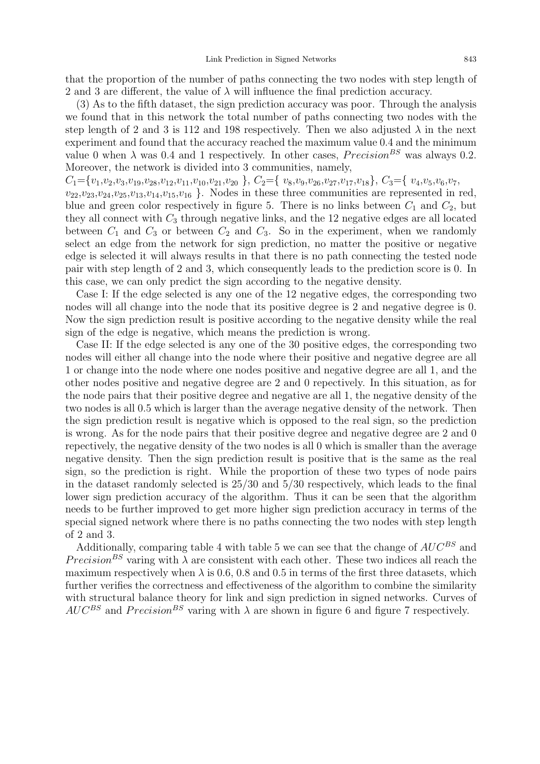that the proportion of the number of paths connecting the two nodes with step length of 2 and 3 are different, the value of $\lambda$ will influence the final prediction accuracy.

(3) As to the fifth dataset, the sign prediction accuracy was poor. Through the analysis we found that in this network the total number of paths connecting two nodes with the step length of 2 and 3 is 112 and 198 respectively. Then we also adjusted $\lambda$ in the next experiment and found that the accuracy reached the maximum value 0.4 and the minimum value 0 when $\lambda$ was 0.4 and 1 respectively. In other cases, $Precision^{BS}$ was always 0.2. Moreover, the network is divided into 3 communities, namely,

$C_1$={$v_1$,$v_2$,$v_3$,$v_{19}$,$v_{28}$,$v_{12}$,$v_{11}$,$v_{10}$,$v_{21}$,$v_{20}$ }, $C_2$={ $v_8$,$v_9$,$v_{26}$,$v_{27}$,$v_{17}$,$v_{18}$}, $C_3$={ $v_4$,$v_5$,$v_6$,$v_7$, $v_{22}$,$v_{23}$,$v_{24}$,$v_{25}$,$v_{13}$,$v_{14}$,$v_{15}$,$v_{16}$ }. Nodes in these three communities are represented in red, blue and green color respectively in figure 5. There is no links between $C_1$ and $C_2$, but they all connect with $C_3$ through negative links, and the 12 negative edges are all located between $C_1$ and $C_3$ or between $C_2$ and $C_3$. So in the experiment, when we randomly select an edge from the network for sign prediction, no matter the positive or negative edge is selected it will always results in that there is no path connecting the tested node pair with step length of 2 and 3, which consequently leads to the prediction score is 0. In this case, we can only predict the sign according to the negative density.

Case I: If the edge selected is any one of the 12 negative edges, the corresponding two nodes will all change into the node that its positive degree is 2 and negative degree is 0. Now the sign prediction result is positive according to the negative density while the real sign of the edge is negative, which means the prediction is wrong.

Case II: If the edge selected is any one of the 30 positive edges, the corresponding two nodes will either all change into the node where their positive and negative degree are all 1 or change into the node where one nodes positive and negative degree are all 1, and the other nodes positive and negative degree are 2 and 0 repectively. In this situation, as for the node pairs that their positive degree and negative are all 1, the negative density of the two nodes is all 0.5 which is larger than the average negative density of the network. Then the sign prediction result is negative which is opposed to the real sign, so the prediction is wrong. As for the node pairs that their positive degree and negative degree are 2 and 0 repectively, the negative density of the two nodes is all 0 which is smaller than the average negative density. Then the sign prediction result is positive that is the same as the real sign, so the prediction is right. While the proportion of these two types of node pairs in the dataset randomly selected is 25/30 and 5/30 respectively, which leads to the final lower sign prediction accuracy of the algorithm. Thus it can be seen that the algorithm needs to be further improved to get more higher sign prediction accuracy in terms of the special signed network where there is no paths connecting the two nodes with step length of 2 and 3.

Additionally, comparing table 4 with table 5 we can see that the change of $AUC^{BS}$ and $Precision^{BS}$ varing with $\lambda$ are consistent with each other. These two indices all reach the maximum respectively when $\lambda$ is 0.6, 0.8 and 0.5 in terms of the first three datasets, which further verifies the correctness and effectiveness of the algorithm to combine the similarity with structural balance theory for link and sign prediction in signed networks. Curves of $AUC^{BS}$ and $Precision^{BS}$ varing with $\lambda$ are shown in figure 6 and figure 7 respectively.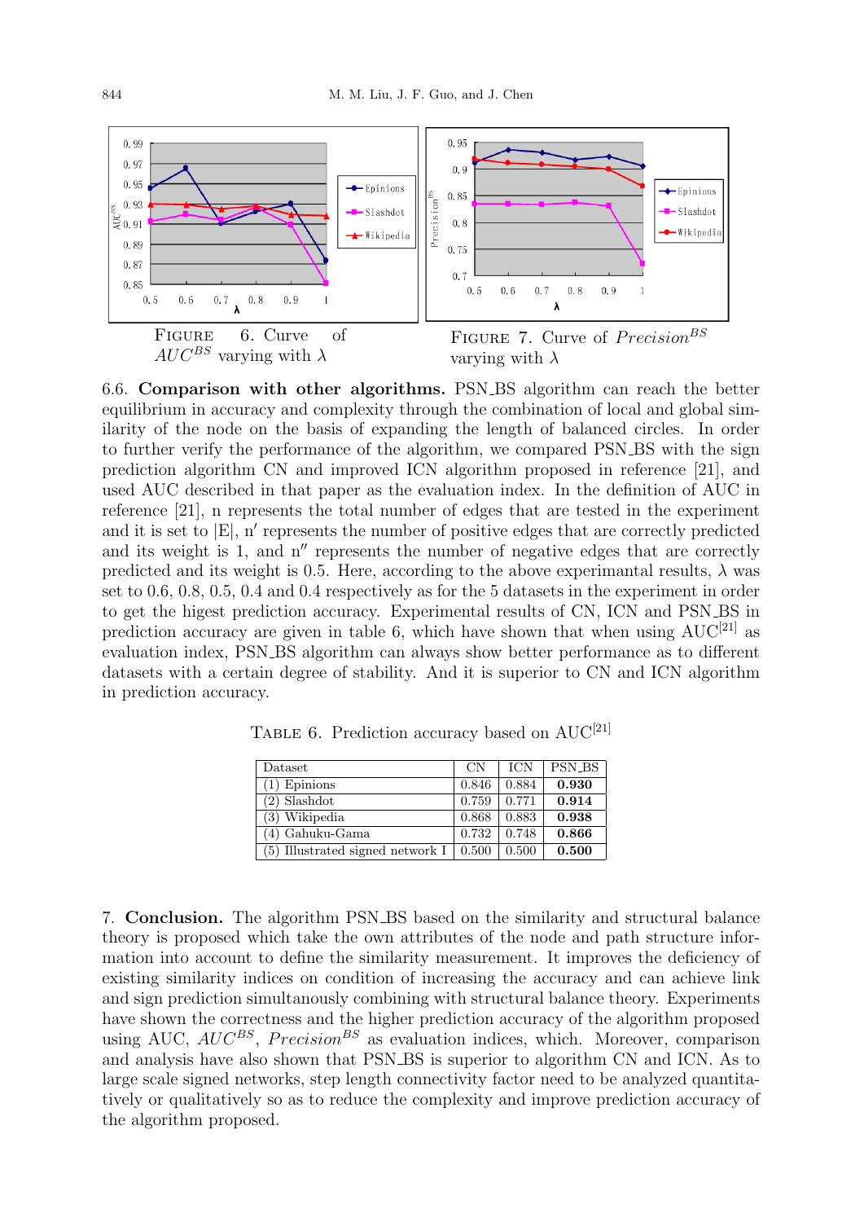0.99
0.97
0.95
0.93
0.91
0.89
0.87
0.85
$AUC^{BS}$
0.5 0.6 0.7 0.8 0.9 1
λ
Epinions
Slashdot
Wikipedia

Figure 6. Curve of $AUC^{BS}$ varying with $\lambda$

0.95
0.9
0.85
0.8
0.75
0.7
$Precision^{BS}$
0.5 0.6 0.7 0.8 0.9 1
λ
Epinions
Slashdot
Wikipedia

Figure 7. Curve of $Precision^{BS}$ varying with $\lambda$

6.6. **Comparison with other algorithms.** PSN_BS algorithm can reach the better equilibrium in accuracy and complexity through the combination of local and global similarity of the node on the basis of expanding the length of balanced circles. In order to further verify the performance of the algorithm, we compared PSN_BS with the sign prediction algorithm CN and improved ICN algorithm proposed in reference [21], and used AUC described in that paper as the evaluation index. In the definition of AUC in reference [21], n represents the total number of edges that are tested in the experiment and it is set to |E|, $n'$ represents the number of positive edges that are correctly predicted and its weight is 1, and $n''$ represents the number of negative edges that are correctly predicted and its weight is 0.5. Here, according to the above experimantal results, $\lambda$ was set to 0.6, 0.8, 0.5, 0.4 and 0.4 respectively as for the 5 datasets in the experiment in order to get the higest prediction accuracy. Experimental results of CN, ICN and PSN_BS in prediction accuracy are given in table 6, which have shown that when using AUC[21] as evaluation index, PSN_BS algorithm can always show better performance as to different datasets with a certain degree of stability. And it is superior to CN and ICN algorithm in prediction accuracy.

Table 6. Prediction accuracy based on AUC[21]

| Dataset | CN | ICN | PSN_BS |
|---|---|---|---|
| (1) Epinions | 0.846 | 0.884 | **0.930** |
| (2) Slashdot | 0.759 | 0.771 | **0.914** |
| (3) Wikipedia | 0.868 | 0.883 | **0.938** |
| (4) Gahuku-Gama | 0.732 | 0.748 | **0.866** |
| (5) Illustrated signed network I | 0.500 | 0.500 | **0.500** |

7. **Conclusion.** The algorithm PSN_BS based on the similarity and structural balance theory is proposed which take the own attributes of the node and path structure information into account to define the similarity measurement. It improves the deficiency of existing similarity indices on condition of increasing the accuracy and can achieve link and sign prediction simultanously combining with structural balance theory. Experiments have shown the correctness and the higher prediction accuracy of the algorithm proposed using AUC, $AUC^{BS}$, $Precision^{BS}$ as evaluation indices, which. Moreover, comparison and analysis have also shown that PSN_BS is superior to algorithm CN and ICN. As to large scale signed networks, step length connectivity factor need to be analyzed quantitatively or qualitatively so as to reduce the complexity and improve prediction accuracy of the algorithm proposed.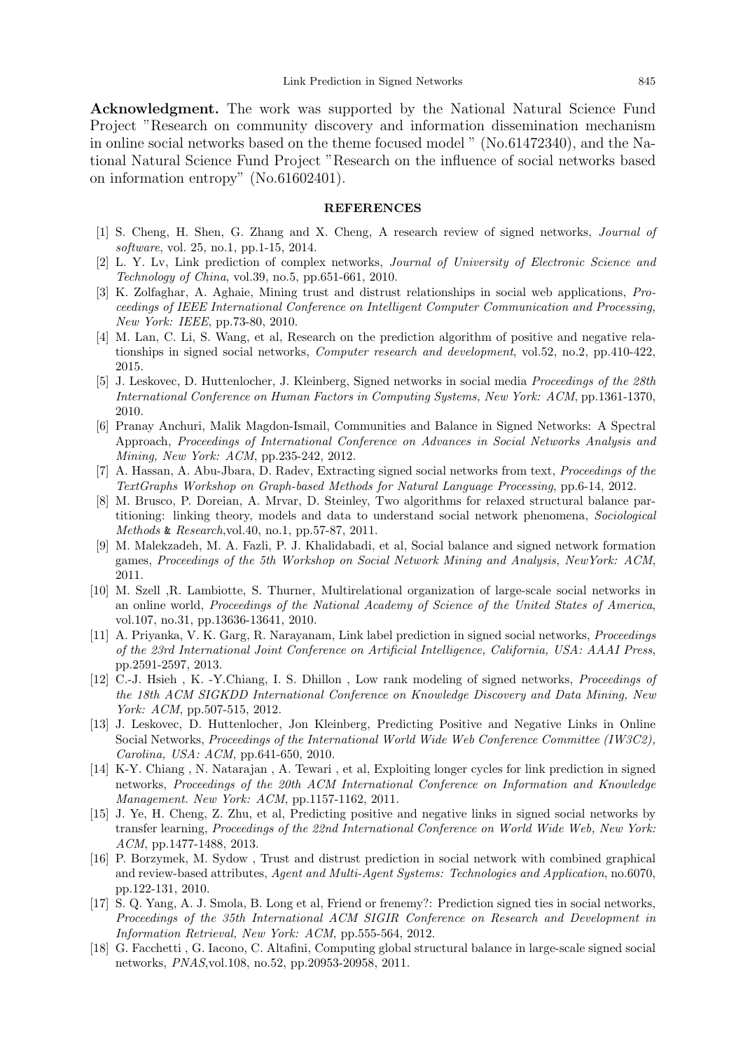**Acknowledgment.** The work was supported by the National Natural Science Fund Project "Research on community discovery and information dissemination mechanism in online social networks based on the theme focused model " (No.61472340), and the National Natural Science Fund Project "Research on the influence of social networks based on information entropy" (No.61602401).

## REFERENCES

[1] S. Cheng, H. Shen, G. Zhang and X. Cheng, A research review of signed networks, *Journal of software*, vol. 25, no.1, pp.1-15, 2014.

[2] L. Y. Lv, Link prediction of complex networks, *Journal of University of Electronic Science and Technology of China*, vol.39, no.5, pp.651-661, 2010.

[3] K. Zolfaghar, A. Aghaie, Mining trust and distrust relationships in social web applications, *Proceedings of IEEE International Conference on Intelligent Computer Communication and Processing, New York: IEEE*, pp.73-80, 2010.

[4] M. Lan, C. Li, S. Wang, et al, Research on the prediction algorithm of positive and negative relationships in signed social networks, *Computer research and development*, vol.52, no.2, pp.410-422, 2015.

[5] J. Leskovec, D. Huttenlocher, J. Kleinberg, Signed networks in social media *Proceedings of the 28th International Conference on Human Factors in Computing Systems, New York: ACM*, pp.1361-1370, 2010.

[6] Pranay Anchuri, Malik Magdon-Ismail, Communities and Balance in Signed Networks: A Spectral Approach, *Proceedings of International Conference on Advances in Social Networks Analysis and Mining, New York: ACM*, pp.235-242, 2012.

[7] A. Hassan, A. Abu-Jbara, D. Radev, Extracting signed social networks from text, *Proceedings of the TextGraphs Workshop on Graph-based Methods for Natural Language Processing*, pp.6-14, 2012.

[8] M. Brusco, P. Doreian, A. Mrvar, D. Steinley, Two algorithms for relaxed structural balance partitioning: linking theory, models and data to understand social network phenomena, *Sociological Methods & Research*,vol.40, no.1, pp.57-87, 2011.

[9] M. Malekzadeh, M. A. Fazli, P. J. Khalidabadi, et al, Social balance and signed network formation games, *Proceedings of the 5th Workshop on Social Network Mining and Analysis, NewYork: ACM*, 2011.

[10] M. Szell ,R. Lambiotte, S. Thurner, Multirelational organization of large-scale social networks in an online world, *Proceedings of the National Academy of Science of the United States of America*, vol.107, no.31, pp.13636-13641, 2010.

[11] A. Priyanka, V. K. Garg, R. Narayanam, Link label prediction in signed social networks, *Proceedings of the 23rd International Joint Conference on Artificial Intelligence, California, USA: AAAI Press*, pp.2591-2597, 2013.

[12] C.-J. Hsieh , K. -Y.Chiang, I. S. Dhillon , Low rank modeling of signed networks, *Proceedings of the 18th ACM SIGKDD International Conference on Knowledge Discovery and Data Mining, New York: ACM*, pp.507-515, 2012.

[13] J. Leskovec, D. Huttenlocher, Jon Kleinberg, Predicting Positive and Negative Links in Online Social Networks, *Proceedings of the International World Wide Web Conference Committee (IW3C2), Carolina, USA: ACM*, pp.641-650, 2010.

[14] K-Y. Chiang , N. Natarajan , A. Tewari , et al, Exploiting longer cycles for link prediction in signed networks, *Proceedings of the 20th ACM International Conference on Information and Knowledge Management. New York: ACM*, pp.1157-1162, 2011.

[15] J. Ye, H. Cheng, Z. Zhu, et al, Predicting positive and negative links in signed social networks by transfer learning, *Proceedings of the 22nd International Conference on World Wide Web, New York: ACM*, pp.1477-1488, 2013.

[16] P. Borzymek, M. Sydow , Trust and distrust prediction in social network with combined graphical and review-based attributes, *Agent and Multi-Agent Systems: Technologies and Application*, no.6070, pp.122-131, 2010.

[17] S. Q. Yang, A. J. Smola, B. Long et al, Friend or frenemy?: Prediction signed ties in social networks, *Proceedings of the 35th International ACM SIGIR Conference on Research and Development in Information Retrieval, New York: ACM*, pp.555-564, 2012.

[18] G. Facchetti , G. Iacono, C. Altafini, Computing global structural balance in large-scale signed social networks, *PNAS*,vol.108, no.52, pp.20953-20958, 2011.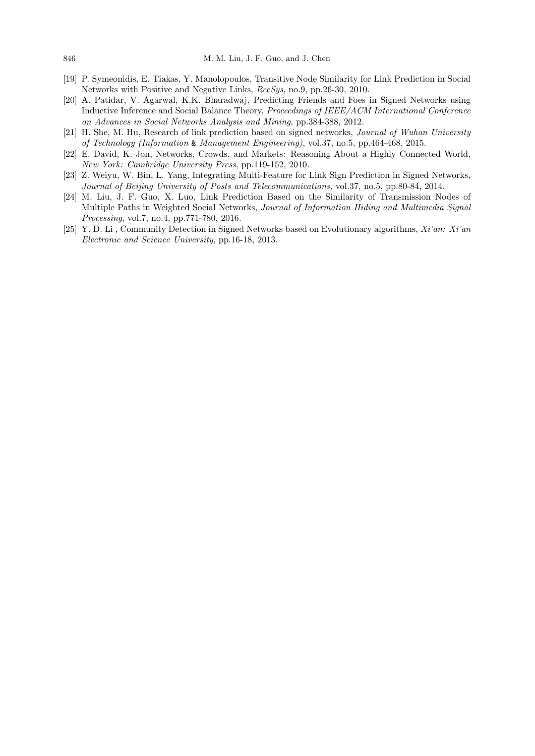[19] P. Symeonidis, E. Tiakas, Y. Manolopoulos, Transitive Node Similarity for Link Prediction in Social Networks with Positive and Negative Links, *RecSys*, no.9, pp.26-30, 2010.

[20] A. Patidar, V. Agarwal, K.K. Bharadwaj, Predicting Friends and Foes in Signed Networks using Inductive Inference and Social Balance Theory, *Proceedings of IEEE/ACM International Conference on Advances in Social Networks Analysis and Mining*, pp.384-388, 2012.

[21] H. She, M. Hu, Research of link prediction based on signed networks, *Journal of Wuhan University of Technology (Information & Management Engineering)*, vol.37, no.5, pp.464-468, 2015.

[22] E. David, K. Jon, Networks, Crowds, and Markets: Reasoning About a Highly Connected World, *New York: Cambridge University Press*, pp.119-152, 2010.

[23] Z. Weiyu, W. Bin, L. Yang, Integrating Multi-Feature for Link Sign Prediction in Signed Networks, *Journal of Beijing University of Posts and Telecommunications*, vol.37, no.5, pp.80-84, 2014.

[24] M. Liu, J. F. Guo, X. Luo, Link Prediction Based on the Similarity of Transmission Nodes of Multiple Paths in Weighted Social Networks, *Journal of Information Hiding and Multimedia Signal Processing*, vol.7, no.4, pp.771-780, 2016.

[25] Y. D. Li , Community Detection in Signed Networks based on Evolutionary algorithms, *Xi'an: Xi'an Electronic and Science University*, pp.16-18, 2013.